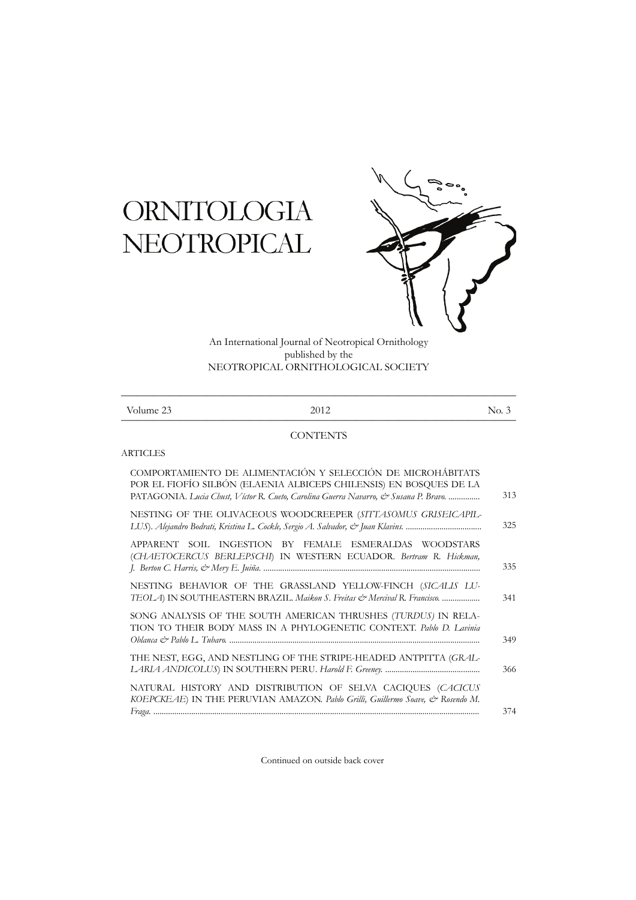# ORNITOLOGIA NEOTROPICAL

An International Journal of Neotropical Ornithology
published by the
NEOTROPICAL ORNITHOLOGICAL SOCIETY

Volume 23 — 2012 — No. 3

## CONTENTS

### ARTICLES

COMPORTAMIENTO DE ALIMENTACIÓN Y SELECCIÓN DE MICROHÁBITATS POR EL FIOFÍO SILBÓN (ELAENIA ALBICEPS CHILENSIS) EN BOSQUES DE LA PATAGONIA. *Lucia Chust, Víctor R. Cueto, Carolina Guerra Navarro, & Susana P. Bravo.* ............... 313

NESTING OF THE OLIVACEOUS WOODCREEPER (*SITTASOMUS GRISEICAPILLUS*). *Alejandro Bodrati, Kristina L. Cockle, Sergio A. Salvador, & Juan Klavins.* .................................... 325

APPARENT SOIL INGESTION BY FEMALE ESMERALDAS WOODSTARS (*CHAETOCERCUS BERLEPSCHI*) IN WESTERN ECUADOR. *Bertram R. Hickman, J. Berton C. Harris, & Mery E. Juiña.* ........................................................................................................ 335

NESTING BEHAVIOR OF THE GRASSLAND YELLOW-FINCH (*SICALIS LUTEOLA*) IN SOUTHEASTERN BRAZIL. *Maikon S. Freitas & Mercival R. Francisco.* .................. 341

SONG ANALYSIS OF THE SOUTH AMERICAN THRUSHES (*TURDUS*) IN RELATION TO THEIR BODY MASS IN A PHYLOGENETIC CONTEXT. *Pablo D. Lavinia Oblanca & Pablo L. Tubaro.* ...................................................................................................... 349

THE NEST, EGG, AND NESTLING OF THE STRIPE-HEADED ANTPITTA (*GRALLARIA ANDICOLUS*) IN SOUTHERN PERU. *Harold F. Greeney.* ............................................ 366

NATURAL HISTORY AND DISTRIBUTION OF SELVA CACIQUES (*CACICUS KOEPCKEAE*) IN THE PERUVIAN AMAZON. *Pablo Grilli, Guillermo Soave, & Rosendo M. Fraga.* .......................................................................................................................................... 374

Continued on outside back cover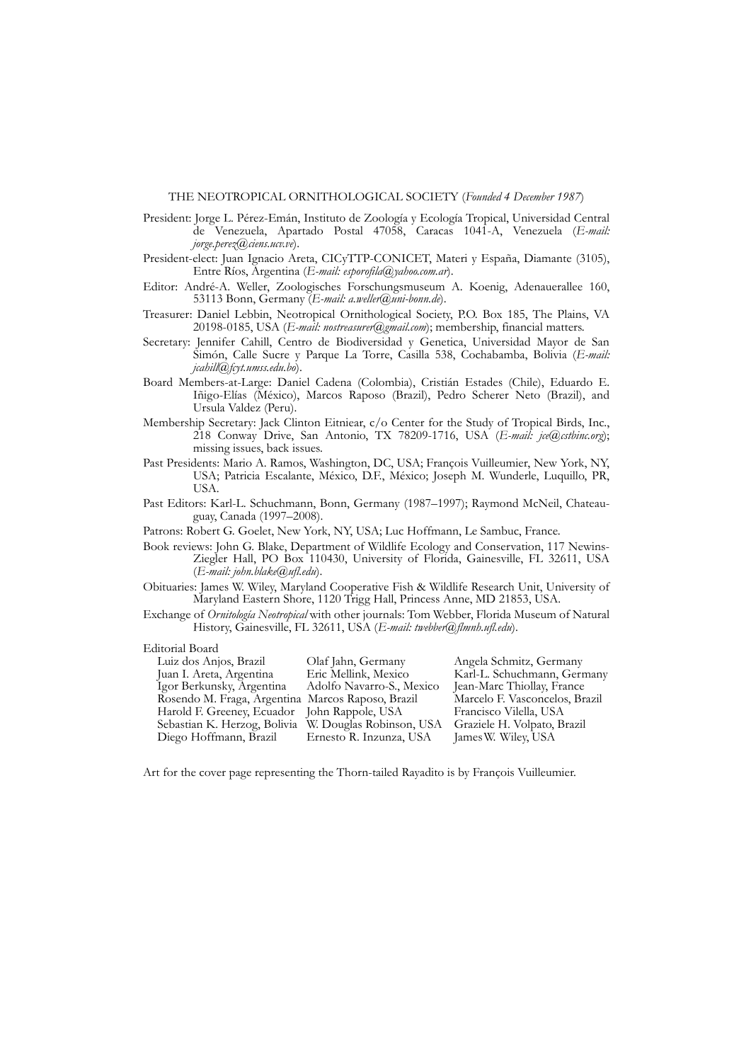THE NEOTROPICAL ORNITHOLOGICAL SOCIETY (*Founded 4 December 1987*)

President: Jorge L. Pérez-Emán, Instituto de Zoología y Ecología Tropical, Universidad Central de Venezuela, Apartado Postal 47058, Caracas 1041-A, Venezuela (*E-mail: jorge.perez@ciens.ucv.ve*).

President-elect: Juan Ignacio Areta, CICyTTP-CONICET, Materi y España, Diamante (3105), Entre Ríos, Argentina (*E-mail: esporofila@yahoo.com.ar*).

Editor: André-A. Weller, Zoologisches Forschungsmuseum A. Koenig, Adenauerallee 160, 53113 Bonn, Germany (*E-mail: a.weller@uni-bonn.de*).

Treasurer: Daniel Lebbin, Neotropical Ornithological Society, P.O. Box 185, The Plains, VA 20198-0185, USA (*E-mail: nostreasurer@gmail.com*); membership, financial matters.

Secretary: Jennifer Cahill, Centro de Biodiversidad y Genetica, Universidad Mayor de San Simón, Calle Sucre y Parque La Torre, Casilla 538, Cochabamba, Bolivia (*E-mail: jcahill@fcyt.umss.edu.bo*).

Board Members-at-Large: Daniel Cadena (Colombia), Cristián Estades (Chile), Eduardo E. Iñigo-Elías (México), Marcos Raposo (Brazil), Pedro Scherer Neto (Brazil), and Ursula Valdez (Peru).

Membership Secretary: Jack Clinton Eitniear, c/o Center for the Study of Tropical Birds, Inc., 218 Conway Drive, San Antonio, TX 78209-1716, USA (*E-mail: jce@cstbinc.org*); missing issues, back issues.

Past Presidents: Mario A. Ramos, Washington, DC, USA; François Vuilleumier, New York, NY, USA; Patricia Escalante, México, D.F., México; Joseph M. Wunderle, Luquillo, PR, USA.

Past Editors: Karl-L. Schuchmann, Bonn, Germany (1987–1997); Raymond McNeil, Chateauguay, Canada (1997–2008).

Patrons: Robert G. Goelet, New York, NY, USA; Luc Hoffmann, Le Sambuc, France.

Book reviews: John G. Blake, Department of Wildlife Ecology and Conservation, 117 Newins-Ziegler Hall, PO Box 110430, University of Florida, Gainesville, FL 32611, USA (*E-mail: john.blake@ufl.edu*).

Obituaries: James W. Wiley, Maryland Cooperative Fish & Wildlife Research Unit, University of Maryland Eastern Shore, 1120 Trigg Hall, Princess Anne, MD 21853, USA.

Exchange of *Ornitología Neotropical* with other journals: Tom Webber, Florida Museum of Natural History, Gainesville, FL 32611, USA (*E-mail: twebber@flmnh.ufl.edu*).

Editorial Board

| | | |
|---|---|---|
| Luiz dos Anjos, Brazil | Olaf Jahn, Germany | Angela Schmitz, Germany |
| Juan I. Areta, Argentina | Eric Mellink, Mexico | Karl-L. Schuchmann, Germany |
| Igor Berkunsky, Argentina | Adolfo Navarro-S., Mexico | Jean-Marc Thiollay, France |
| Rosendo M. Fraga, Argentina | Marcos Raposo, Brazil | Marcelo F. Vasconcelos, Brazil |
| Harold F. Greeney, Ecuador | John Rappole, USA | Francisco Vilella, USA |
| Sebastian K. Herzog, Bolivia | W. Douglas Robinson, USA | Graziele H. Volpato, Brazil |
| Diego Hoffmann, Brazil | Ernesto R. Inzunza, USA | James W. Wiley, USA |

Art for the cover page representing the Thorn-tailed Rayadito is by François Vuilleumier.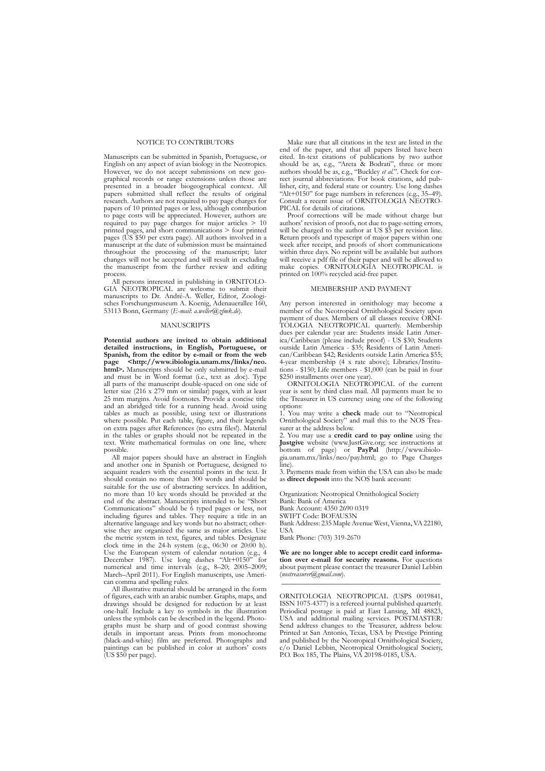## NOTICE TO CONTRIBUTORS

Manuscripts can be submitted in Spanish, Portuguese, or English on any aspect of avian biology in the Neotropics. However, we do not accept submissions on new geographical records or range extensions unless those are presented in a broader biogeographical context. All papers submitted shall reflect the results of original research. Authors are not required to pay page charges for papers of 10 printed pages or less, although contribution to page costs will be appreciated. However, authors are required to pay page charges for major articles > 10 printed pages, and short communications > four printed pages (US $50 per extra page). All authors involved in a manuscript at the date of submission must be maintained throughout the processing of the manuscript; later changes will not be accepted and will result in excluding the manuscript from the further review and editing process.

All persons interested in publishing in ORNITOLOGIA NEOTROPICAL are welcome to submit their manuscripts to Dr. André-A. Weller, Editor, Zoologisches Forschungsmuseum A. Koenig, Adenauerallee 160, 53113 Bonn, Germany (*E-mail*: *a.weller@zfmk.de*).

## MANUSCRIPTS

**Potential authors are invited to obtain additional detailed instructions, in English, Portuguese, or Spanish, from the editor by e-mail or from the web page <http://www.ibiologia.unam.mx/links/neo.html>.** Manuscripts should be only submitted by e-mail and must be in Word format (i.e., text as .doc). Type all parts of the manuscript double-spaced on one side of letter size (216 x 279 mm or similar) pages, with at least 25 mm margins. Avoid footnotes. Provide a concise title and an abridged title for a running head. Avoid using tables as much as possible, using text or illustrations where possible. Put each table, figure, and their legends on extra pages after References (no extra files!). Material in the tables or graphs should not be repeated in the text. Write mathematical formulas on one line, where possible.

All major papers should have an abstract in English and another one in Spanish or Portuguese, designed to acquaint readers with the essential points in the text. It should contain no more than 300 words and should be suitable for the use of abstracting services. In addition, no more than 10 key words should be provided at the end of the abstract. Manuscripts intended to be "Short Communications" should be 6 typed pages or less, not including figures and tables. They require a title in an alternative language and key words but no abstract; otherwise they are organized the same as major articles. Use the metric system in text, figures, and tables. Designate clock time in the 24-h system (e.g., 06:30 or 20:00 h). Use the European system of calendar notation (e.g., 4 December 1987). Use long dashes "Alt+0150" for numerical and time intervals (e.g., 8–20; 2005–2009; March–April 2011). For English manuscripts, use American comma and spelling rules.

All illustrative material should be arranged in the form of figures, each with an arabic number. Graphs, maps, and drawings should be designed for reduction by at least one-half. Include a key to symbols in the illustration unless the symbols can be described in the legend. Photographs must be sharp and of good contrast showing details in important areas. Prints from monochrome (black-and-white) film are preferred. Photographs and paintings can be published in color at authors' costs (US $50 per page).

Make sure that all citations in the text are listed in the end of the paper, and that all papers listed have been cited. In-text citations of publications by two author should be as, e.g., "Areta & Bodrati", three or more authors should be as, e.g., "Buckley *et al.*". Check for correct journal abbreviations. For book citations, add publisher, city, and federal state or country. Use long dashes "Alt+0150" for page numbers in references (e.g., 35–49). Consult a recent issue of ORNITOLOGIA NEOTROPICAL for details of citations.

Proof corrections will be made without charge but authors' revision of proofs, not due to page-setting errors, will be charged to the author at US $5 per revision line. Return proofs and typescript of major papers within one week after receipt, and proofs of short communications within three days. No reprint will be available but authors will receive a pdf file of their paper and will be allowed to make copies. ORNITOLOGIA NEOTROPICAL is printed on 100% recycled acid-free paper.

## MEMBERSHIP AND PAYMENT

Any person interested in ornithology may become a member of the Neotropical Ornithological Society upon payment of dues. Members of all classes receive ORNITOLOGIA NEOTROPICAL quarterly. Membership dues per calendar year are: Students inside Latin America/Caribbean (please include proof) - US $30; Students outside Latin America - $35; Residents of Latin American/Caribbean $42; Residents outside Latin America $55; 4-year membership (4 x rate above); Libraries/Institutions - $150; Life members - $1,000 (can be paid in four $250 installments over one year).

ORNITOLOGIA NEOTROPICAL of the current year is sent by third class mail. All payments must be to the Treasurer in US currency using one of the following options:

1. You may write a **check** made out to "Neotropical Ornithological Society" and mail this to the NOS Treasurer at the address below.
2. You may use a **credit card to pay online** using the **Justgive** website (www.JustGive.org; see instructions at bottom of page) or **PayPal** (http://www.ibiologia.unam.mx/links/neo/pay.html; go to Page Charges line).
3. Payments made from within the USA can also be made as **direct deposit** into the NOS bank account:

Organization: Neotropical Ornithological Society
Bank: Bank of America
Bank Account: 4350 2690 0319
SWIFT Code: BOFAUS3N
Bank Address: 235 Maple Avenue West, Vienna, VA 22180, USA
Bank Phone: (703) 319-2670

**We are no longer able to accept credit card information over e-mail for security reasons.** For questions about payment please contact the treasurer Daniel Lebbin (*nostreasurer@gmail.com*).

---

ORNITOLOGIA NEOTROPICAL (USPS 0019841, ISSN 1075-4377) is a refereed journal published quarterly. Periodical postage is paid at East Lansing, MI 48823, USA and additional mailing services. POSTMASTER: Send address changes to the Treasurer, address below. Printed at San Antonio, Texas, USA by Prestige Printing and published by the Neotropical Ornithological Society, c/o Daniel Lebbin, Neotropical Ornithological Society, P.O. Box 185, The Plains, VA 20198-0185, USA.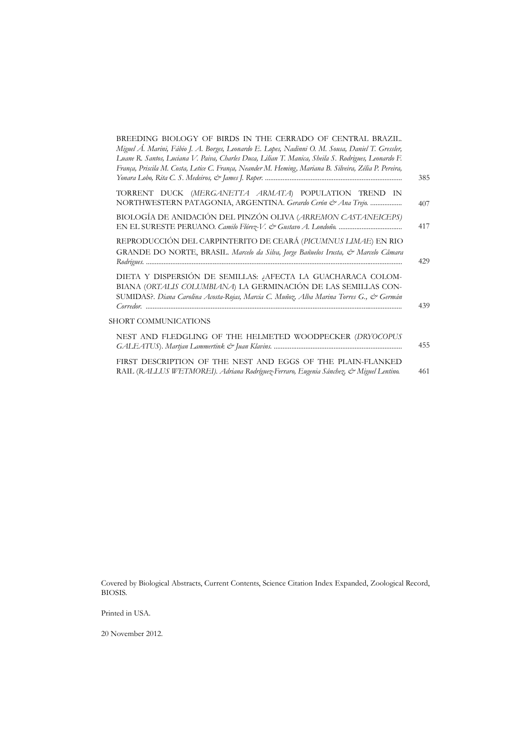BREEDING BIOLOGY OF BIRDS IN THE CERRADO OF CENTRAL BRAZIL. *Miguel Â. Marini, Fábio J. A. Borges, Leonardo E. Lopes, Nadinni O. M. Sousa, Daniel T. Gressler, Luane R. Santos, Luciana V. Paiva, Charles Duca, Lilian T. Manica, Sheila S. Rodrigues, Leonardo F. França, Priscila M. Costa, Letice C. França, Neander M. Heming, Mariana B. Silveira, Zélia P. Pereira, Yonara Lobo, Rita C. S. Medeiros, & James J. Roper.* .............................................................................. 385

TORRENT DUCK (*MERGANETTA ARMATA*) POPULATION TREND IN NORTHWESTERN PATAGONIA, ARGENTINA. *Gerardo Cerón & Ana Trejo.* .................. 407

BIOLOGÍA DE ANIDACIÓN DEL PINZÓN OLIVA (*ARREMON CASTANEICEPS*) EN EL SURESTE PERUANO. *Camilo Flórez-V. & Gustavo A. Londoño.* .................................... 417

REPRODUCCIÓN DEL CARPINTERITO DE CEARÁ (*PICUMNUS LIMAE*) EN RIO GRANDE DO NORTE, BRASIL. *Marcelo da Silva, Jorge Bañuelos Irusta, & Marcelo Câmara Rodrigues.* .................................................................................................................................. 429

DIETA Y DISPERSIÓN DE SEMILLAS: ¿AFECTA LA GUACHARACA COLOMBIANA (*ORTALIS COLUMBIANA*) LA GERMINACIÓN DE LAS SEMILLAS CONSUMIDAS?. *Diana Carolina Acosta-Rojas, Marcia C. Muñoz, Alba Marina Torres G., & Germán Corredor.* .................................................................................................................................. 439

SHORT COMMUNICATIONS

NEST AND FLEDGLING OF THE HELMETED WOODPECKER (*DRYOCOPUS GALEATUS*). *Martjan Lammertink & Juan Klavins.* ......................................................................... 455

FIRST DESCRIPTION OF THE NEST AND EGGS OF THE PLAIN-FLANKED RAIL (*RALLUS WETMOREI*). *Adriana Rodríguez-Ferraro, Eugenia Sánchez, & Miguel Lentino.* 461

Covered by Biological Abstracts, Current Contents, Science Citation Index Expanded, Zoological Record, BIOSIS.

Printed in USA.

20 November 2012.